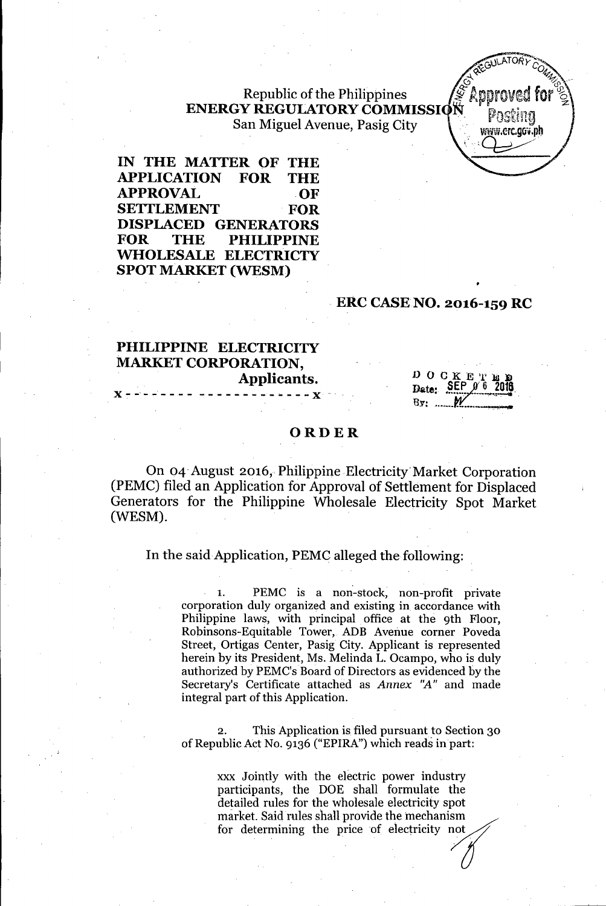Republic of the Philippines
**ENERGY REGULATORY COMMISSION**
San Miguel Avenue, Pasig City

**IN THE MATTER OF THE APPLICATION FOR THE APPROVAL OF SETTLEMENT FOR DISPLACED GENERATORS FOR THE PHILIPPINE WHOLESALE ELECTRICTY SPOT MARKET (WESM)**

**ERC CASE NO. 2016-159 RC**

**PHILIPPINE ELECTRICITY MARKET CORPORATION,**
**Applicants.**

x - - - - - - - - - - - - - - - - - - - - - x

DOCKETED
Date: SEP 06 2016
By: ________

## ORDER

On 04 August 2016, Philippine Electricity Market Corporation (PEMC) filed an Application for Approval of Settlement for Displaced Generators for the Philippine Wholesale Electricity Spot Market (WESM).

In the said Application, PEMC alleged the following:

> 1. PEMC is a non-stock, non-profit private corporation duly organized and existing in accordance with Philippine laws, with principal office at the 9th Floor, Robinsons-Equitable Tower, ADB Avenue corner Poveda Street, Ortigas Center, Pasig City. Applicant is represented herein by its President, Ms. Melinda L. Ocampo, who is duly authorized by PEMC's Board of Directors as evidenced by the Secretary's Certificate attached as *Annex "A"* and made integral part of this Application.
>
> 2. This Application is filed pursuant to Section 30 of Republic Act No. 9136 ("EPIRA") which reads in part:
>
> > xxx Jointly with the electric power industry participants, the DOE shall formulate the detailed rules for the wholesale electricity spot market. Said rules shall provide the mechanism for determining the price of electricity not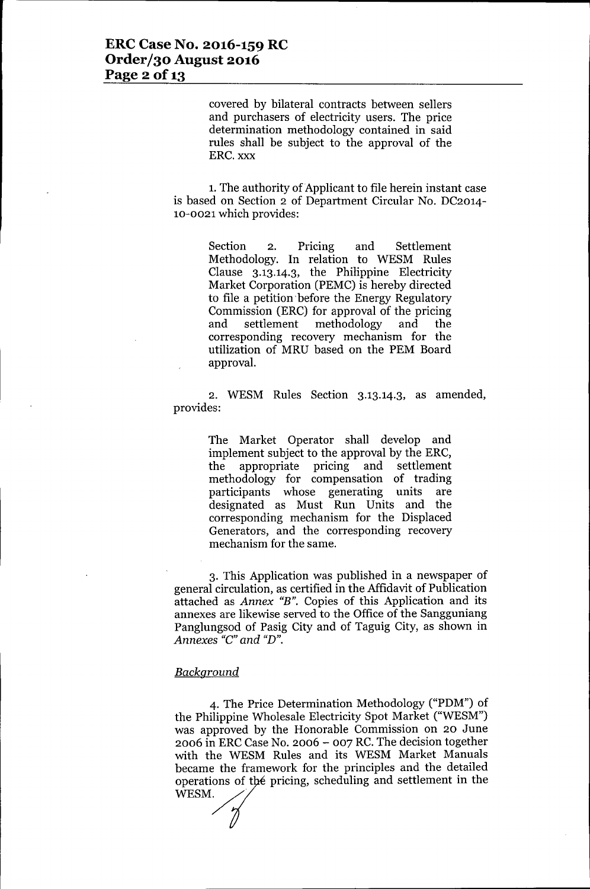> covered by bilateral contracts between sellers and purchasers of electricity users. The price determination methodology contained in said rules shall be subject to the approval of the ERC. xxx

1. The authority of Applicant to file herein instant case is based on Section 2 of Department Circular No. DC2014-10-0021 which provides:

> Section 2. Pricing and Settlement Methodology. In relation to WESM Rules Clause 3.13.14.3, the Philippine Electricity Market Corporation (PEMC) is hereby directed to file a petition before the Energy Regulatory Commission (ERC) for approval of the pricing and settlement methodology and the corresponding recovery mechanism for the utilization of MRU based on the PEM Board approval.

2. WESM Rules Section 3.13.14.3, as amended, provides:

> The Market Operator shall develop and implement subject to the approval by the ERC, the appropriate pricing and settlement methodology for compensation of trading participants whose generating units are designated as Must Run Units and the corresponding mechanism for the Displaced Generators, and the corresponding recovery mechanism for the same.

3. This Application was published in a newspaper of general circulation, as certified in the Affidavit of Publication attached as *Annex "B"*. Copies of this Application and its annexes are likewise served to the Office of the Sangguniang Panglungsod of Pasig City and of Taguig City, as shown in *Annexes "C" and "D"*.

*Background*

4. The Price Determination Methodology ("PDM") of the Philippine Wholesale Electricity Spot Market ("WESM") was approved by the Honorable Commission on 20 June 2006 in ERC Case No. 2006 – 007 RC. The decision together with the WESM Rules and its WESM Market Manuals became the framework for the principles and the detailed operations of the pricing, scheduling and settlement in the WESM.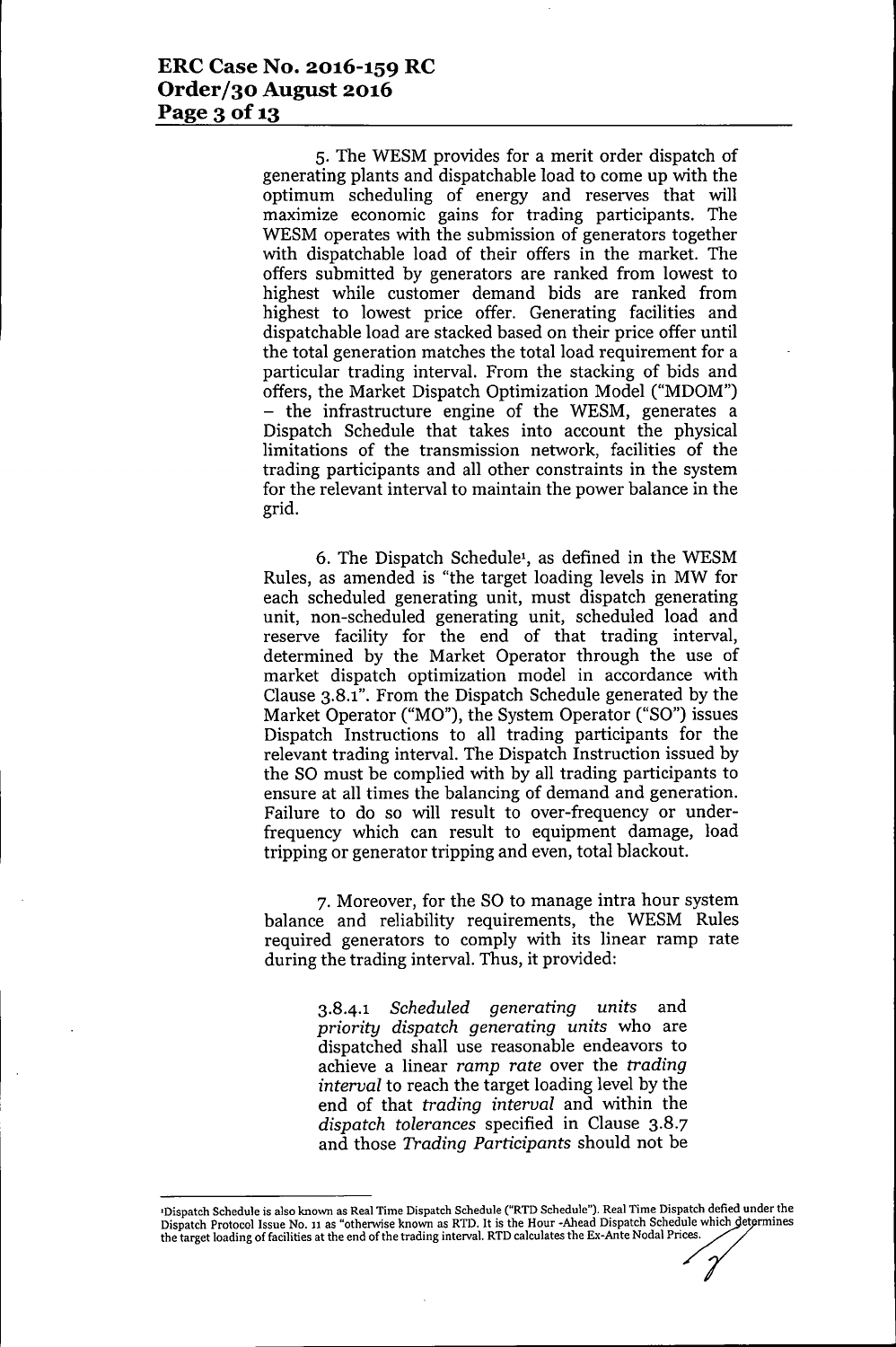5. The WESM provides for a merit order dispatch of generating plants and dispatchable load to come up with the optimum scheduling of energy and reserves that will maximize economic gains for trading participants. The WESM operates with the submission of generators together with dispatchable load of their offers in the market. The offers submitted by generators are ranked from lowest to highest while customer demand bids are ranked from highest to lowest price offer. Generating facilities and dispatchable load are stacked based on their price offer until the total generation matches the total load requirement for a particular trading interval. From the stacking of bids and offers, the Market Dispatch Optimization Model ("MDOM") – the infrastructure engine of the WESM, generates a Dispatch Schedule that takes into account the physical limitations of the transmission network, facilities of the trading participants and all other constraints in the system for the relevant interval to maintain the power balance in the grid.

6. The Dispatch Schedule[1], as defined in the WESM Rules, as amended is "the target loading levels in MW for each scheduled generating unit, must dispatch generating unit, non-scheduled generating unit, scheduled load and reserve facility for the end of that trading interval, determined by the Market Operator through the use of market dispatch optimization model in accordance with Clause 3.8.1". From the Dispatch Schedule generated by the Market Operator ("MO"), the System Operator ("SO") issues Dispatch Instructions to all trading participants for the relevant trading interval. The Dispatch Instruction issued by the SO must be complied with by all trading participants to ensure at all times the balancing of demand and generation. Failure to do so will result to over-frequency or under-frequency which can result to equipment damage, load tripping or generator tripping and even, total blackout.

7. Moreover, for the SO to manage intra hour system balance and reliability requirements, the WESM Rules required generators to comply with its linear ramp rate during the trading interval. Thus, it provided:

> 3.8.4.1 *Scheduled generating units* and *priority dispatch generating units* who are dispatched shall use reasonable endeavors to achieve a linear *ramp rate* over the *trading interval* to reach the target loading level by the end of that *trading interval* and within the *dispatch tolerances* specified in Clause 3.8.7 and those *Trading Participants* should not be

---

[1] Dispatch Schedule is also known as Real Time Dispatch Schedule ("RTD Schedule"). Real Time Dispatch defied under the Dispatch Protocol Issue No. 11 as "otherwise known as RTD. It is the Hour -Ahead Dispatch Schedule which determines the target loading of facilities at the end of the trading interval. RTD calculates the Ex-Ante Nodal Prices.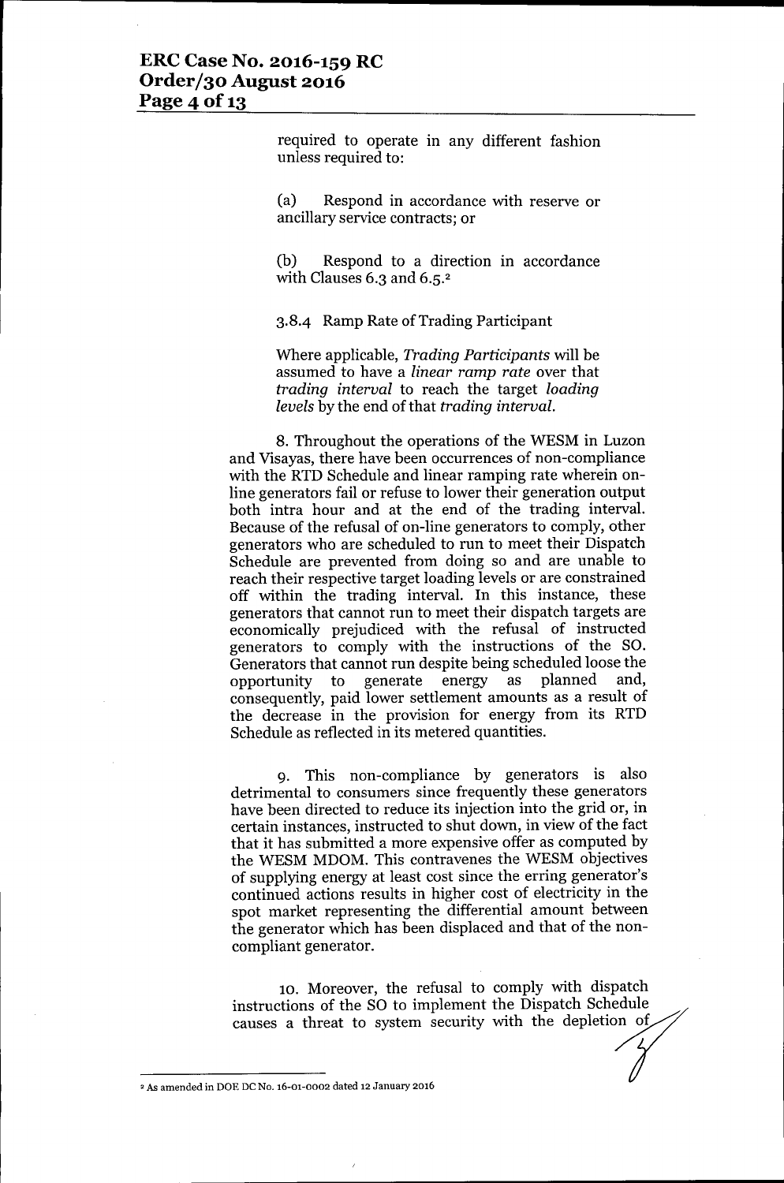required to operate in any different fashion unless required to:

(a) Respond in accordance with reserve or ancillary service contracts; or

(b) Respond to a direction in accordance with Clauses 6.3 and 6.5.[2]

3.8.4 Ramp Rate of Trading Participant

Where applicable, *Trading Participants* will be assumed to have a *linear ramp rate* over that *trading interval* to reach the target *loading levels* by the end of that *trading interval.*

8. Throughout the operations of the WESM in Luzon and Visayas, there have been occurrences of non-compliance with the RTD Schedule and linear ramping rate wherein on-line generators fail or refuse to lower their generation output both intra hour and at the end of the trading interval. Because of the refusal of on-line generators to comply, other generators who are scheduled to run to meet their Dispatch Schedule are prevented from doing so and are unable to reach their respective target loading levels or are constrained off within the trading interval. In this instance, these generators that cannot run to meet their dispatch targets are economically prejudiced with the refusal of instructed generators to comply with the instructions of the SO. Generators that cannot run despite being scheduled loose the opportunity to generate energy as planned and, consequently, paid lower settlement amounts as a result of the decrease in the provision for energy from its RTD Schedule as reflected in its metered quantities.

9. This non-compliance by generators is also detrimental to consumers since frequently these generators have been directed to reduce its injection into the grid or, in certain instances, instructed to shut down, in view of the fact that it has submitted a more expensive offer as computed by the WESM MDOM. This contravenes the WESM objectives of supplying energy at least cost since the erring generator's continued actions results in higher cost of electricity in the spot market representing the differential amount between the generator which has been displaced and that of the non-compliant generator.

10. Moreover, the refusal to comply with dispatch instructions of the SO to implement the Dispatch Schedule causes a threat to system security with the depletion of

[2] As amended in DOE DC No. 16-01-0002 dated 12 January 2016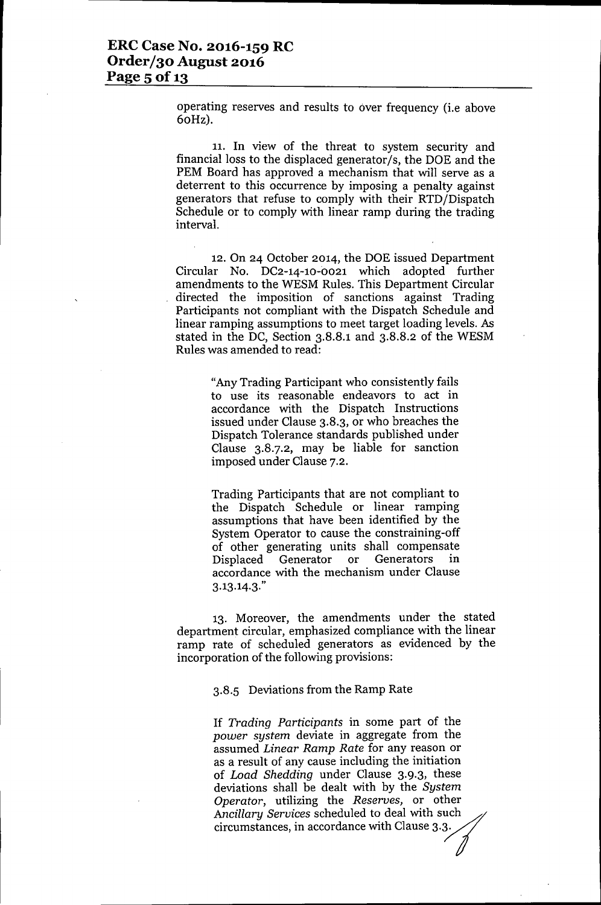operating reserves and results to over frequency (i.e above 60Hz).

11. In view of the threat to system security and financial loss to the displaced generator/s, the DOE and the PEM Board has approved a mechanism that will serve as a deterrent to this occurrence by imposing a penalty against generators that refuse to comply with their RTD/Dispatch Schedule or to comply with linear ramp during the trading interval.

12. On 24 October 2014, the DOE issued Department Circular No. DC2-14-10-0021 which adopted further amendments to the WESM Rules. This Department Circular directed the imposition of sanctions against Trading Participants not compliant with the Dispatch Schedule and linear ramping assumptions to meet target loading levels. As stated in the DC, Section 3.8.8.1 and 3.8.8.2 of the WESM Rules was amended to read:

> "Any Trading Participant who consistently fails to use its reasonable endeavors to act in accordance with the Dispatch Instructions issued under Clause 3.8.3, or who breaches the Dispatch Tolerance standards published under Clause 3.8.7.2, may be liable for sanction imposed under Clause 7.2.
>
> Trading Participants that are not compliant to the Dispatch Schedule or linear ramping assumptions that have been identified by the System Operator to cause the constraining-off of other generating units shall compensate Displaced Generator or Generators in accordance with the mechanism under Clause 3.13.14.3."

13. Moreover, the amendments under the stated department circular, emphasized compliance with the linear ramp rate of scheduled generators as evidenced by the incorporation of the following provisions:

> 3.8.5 Deviations from the Ramp Rate
>
> If *Trading Participants* in some part of the *power system* deviate in aggregate from the assumed *Linear Ramp Rate* for any reason or as a result of any cause including the initiation of *Load Shedding* under Clause 3.9.3, these deviations shall be dealt with by the *System Operator*, utilizing the *Reserves*, or other *Ancillary Services* scheduled to deal with such circumstances, in accordance with Clause 3.3.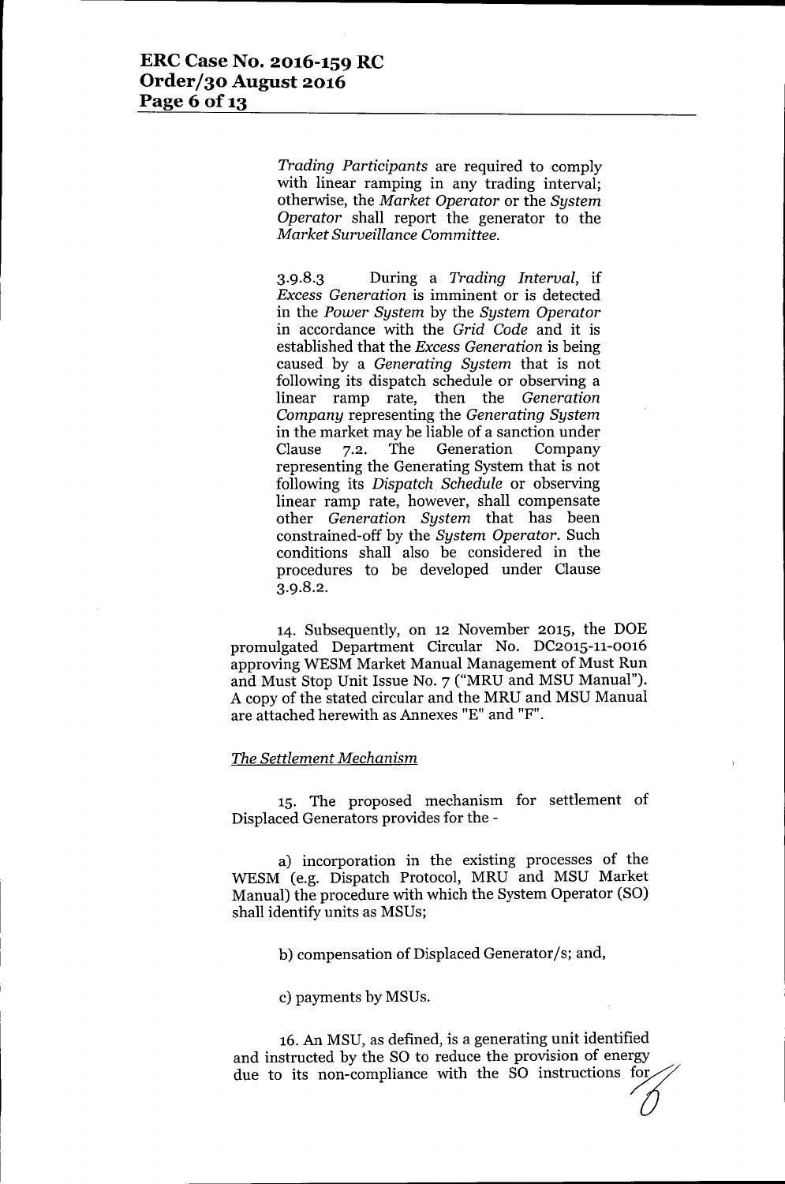*Trading Participants* are required to comply with linear ramping in any trading interval; otherwise, the *Market Operator* or the *System Operator* shall report the generator to the *Market Surveillance Committee.*

3.9.8.3 During a *Trading Interval,* if *Excess Generation* is imminent or is detected in the *Power System* by the *System Operator* in accordance with the *Grid Code* and it is established that the *Excess Generation* is being caused by a *Generating System* that is not following its dispatch schedule or observing a linear ramp rate, then the *Generation Company* representing the *Generating System* in the market may be liable of a sanction under Clause 7.2. The Generation Company representing the Generating System that is not following its *Dispatch Schedule* or observing linear ramp rate, however, shall compensate other *Generation System* that has been constrained-off by the *System Operator.* Such conditions shall also be considered in the procedures to be developed under Clause 3.9.8.2.

14. Subsequently, on 12 November 2015, the DOE promulgated Department Circular No. DC2015-11-0016 approving WESM Market Manual Management of Must Run and Must Stop Unit Issue No. 7 ("MRU and MSU Manual"). A copy of the stated circular and the MRU and MSU Manual are attached herewith as Annexes "E" and "F".

*The Settlement Mechanism*

15. The proposed mechanism for settlement of Displaced Generators provides for the -

a) incorporation in the existing processes of the WESM (e.g. Dispatch Protocol, MRU and MSU Market Manual) the procedure with which the System Operator (SO) shall identify units as MSUs;

b) compensation of Displaced Generator/s; and,

c) payments by MSUs.

16. An MSU, as defined, is a generating unit identified and instructed by the SO to reduce the provision of energy due to its non-compliance with the SO instructions for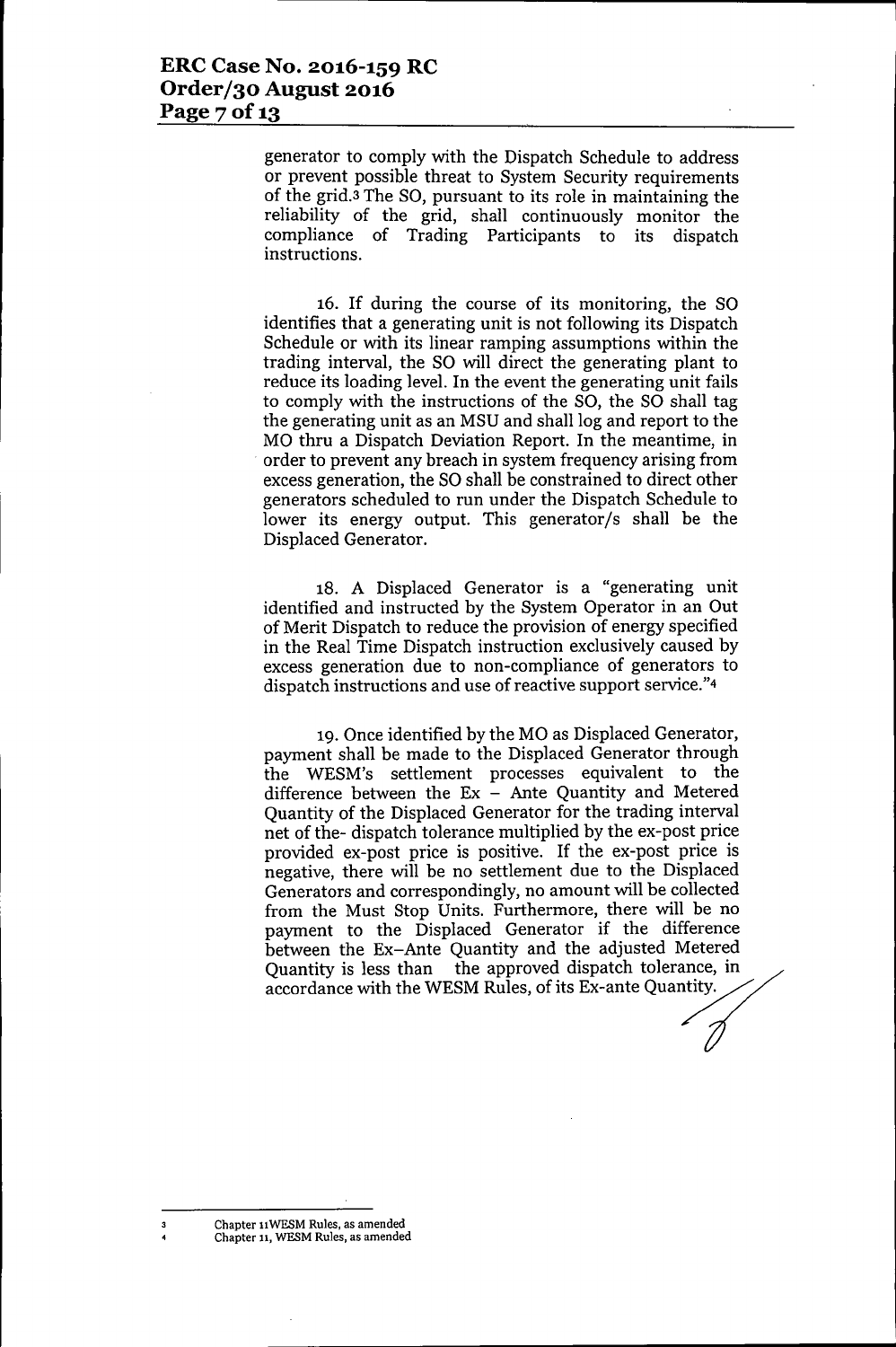generator to comply with the Dispatch Schedule to address or prevent possible threat to System Security requirements of the grid.[3] The SO, pursuant to its role in maintaining the reliability of the grid, shall continuously monitor the compliance of Trading Participants to its dispatch instructions.

16. If during the course of its monitoring, the SO identifies that a generating unit is not following its Dispatch Schedule or with its linear ramping assumptions within the trading interval, the SO will direct the generating plant to reduce its loading level. In the event the generating unit fails to comply with the instructions of the SO, the SO shall tag the generating unit as an MSU and shall log and report to the MO thru a Dispatch Deviation Report. In the meantime, in order to prevent any breach in system frequency arising from excess generation, the SO shall be constrained to direct other generators scheduled to run under the Dispatch Schedule to lower its energy output. This generator/s shall be the Displaced Generator.

18. A Displaced Generator is a "generating unit identified and instructed by the System Operator in an Out of Merit Dispatch to reduce the provision of energy specified in the Real Time Dispatch instruction exclusively caused by excess generation due to non-compliance of generators to dispatch instructions and use of reactive support service."[4]

19. Once identified by the MO as Displaced Generator, payment shall be made to the Displaced Generator through the WESM's settlement processes equivalent to the difference between the Ex – Ante Quantity and Metered Quantity of the Displaced Generator for the trading interval net of the- dispatch tolerance multiplied by the ex-post price provided ex-post price is positive. If the ex-post price is negative, there will be no settlement due to the Displaced Generators and correspondingly, no amount will be collected from the Must Stop Units. Furthermore, there will be no payment to the Displaced Generator if the difference between the Ex–Ante Quantity and the adjusted Metered Quantity is less than the approved dispatch tolerance, in accordance with the WESM Rules, of its Ex-ante Quantity.

---

[3] Chapter 11WESM Rules, as amended

[4] Chapter 11, WESM Rules, as amended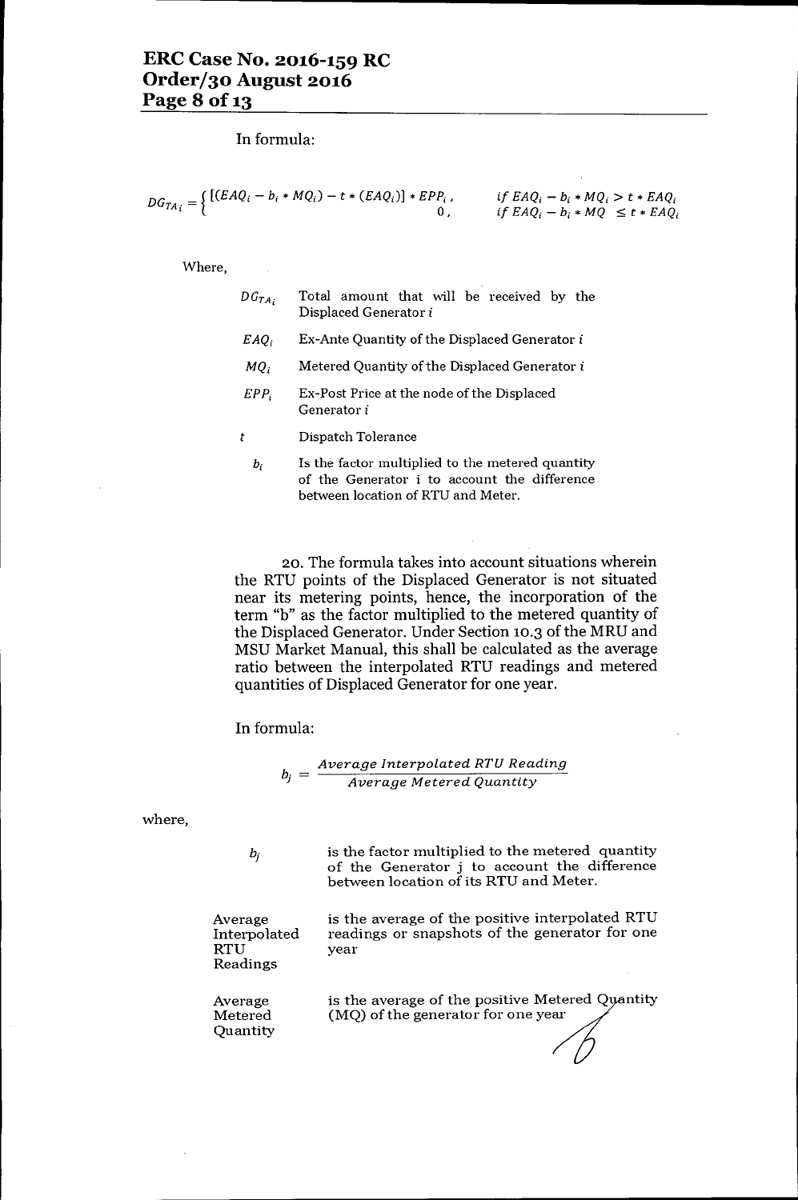In formula:

$$DG_{TA_i} = \begin{cases} [(EAQ_i - b_i * MQ_i) - t * (EAQ_i)] * EPP_i, & if\ EAQ_i - b_i * MQ_i > t * EAQ_i \\ 0, & if\ EAQ_i - b_i * MQ \ \leq t * EAQ_i \end{cases}$$

Where,

| | |
|---|---|
| $DG_{TA_i}$ | Total amount that will be received by the Displaced Generator $i$ |
| $EAQ_i$ | Ex-Ante Quantity of the Displaced Generator $i$ |
| $MQ_i$ | Metered Quantity of the Displaced Generator $i$ |
| $EPP_i$ | Ex-Post Price at the node of the Displaced Generator $i$ |
| $t$ | Dispatch Tolerance |
| $b_i$ | Is the factor multiplied to the metered quantity of the Generator i to account the difference between location of RTU and Meter. |

20. The formula takes into account situations wherein the RTU points of the Displaced Generator is not situated near its metering points, hence, the incorporation of the term "b" as the factor multiplied to the metered quantity of the Displaced Generator. Under Section 10.3 of the MRU and MSU Market Manual, this shall be calculated as the average ratio between the interpolated RTU readings and metered quantities of Displaced Generator for one year.

In formula:

$$b_j = \frac{Average\ Interpolated\ RTU\ Reading}{Average\ Metered\ Quantity}$$

where,

| | |
|---|---|
| $b_j$ | is the factor multiplied to the metered quantity of the Generator j to account the difference between location of its RTU and Meter. |
| Average Interpolated RTU Readings | is the average of the positive interpolated RTU readings or snapshots of the generator for one year |
| Average Metered Quantity | is the average of the positive Metered Quantity (MQ) of the generator for one year |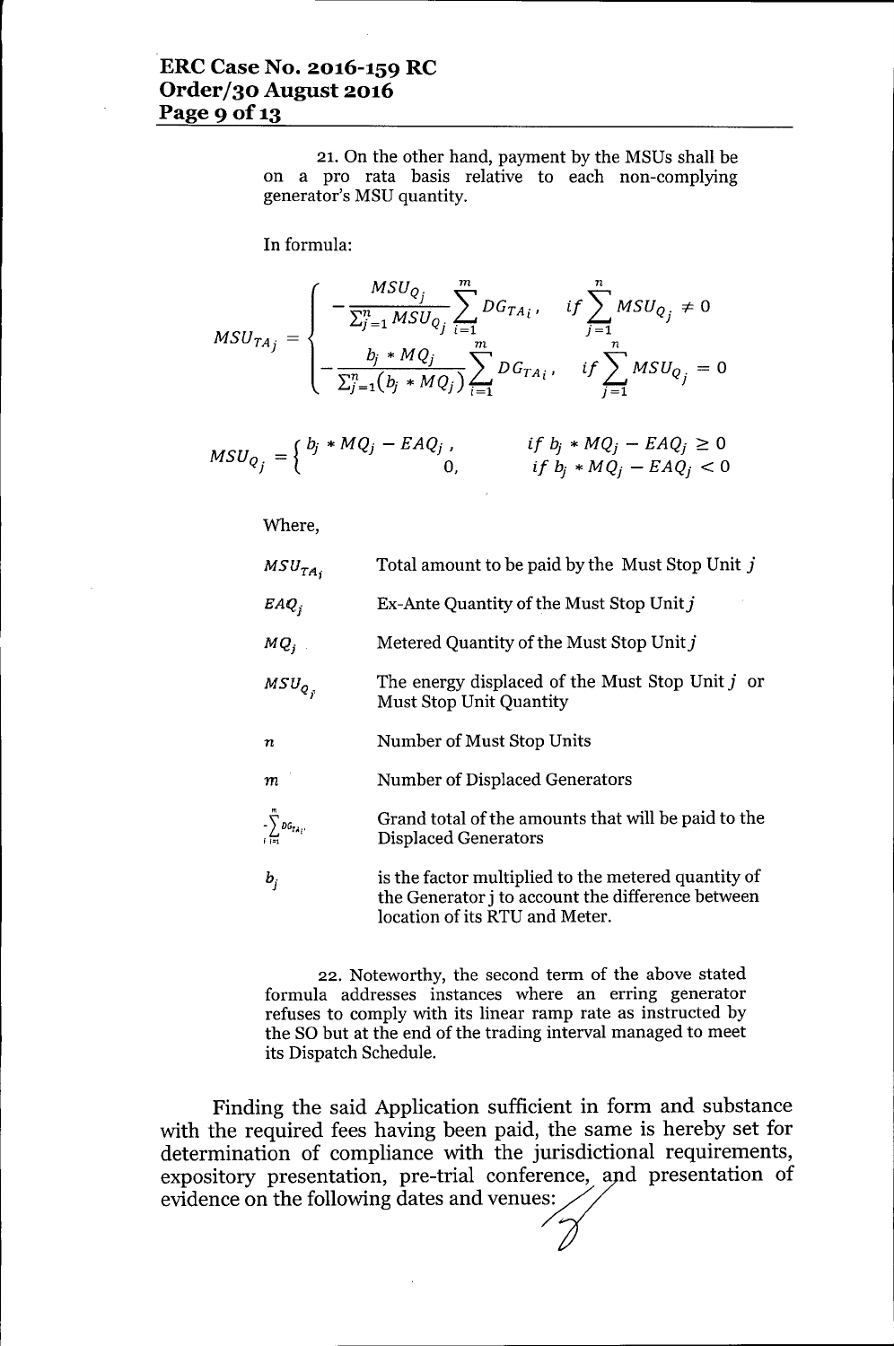21. On the other hand, payment by the MSUs shall be on a pro rata basis relative to each non-complying generator's MSU quantity.

In formula:

$$MSU_{TA_j} = \begin{cases} -\dfrac{MSU_{Q_j}}{\sum_{j=1}^{n} MSU_{Q_j}} \sum_{i=1}^{m} DG_{TA_i}, & if \sum_{j=1}^{n} MSU_{Q_j} \neq 0 \\ -\dfrac{b_j * MQ_j}{\sum_{j=1}^{n}(b_j * MQ_j)} \sum_{i=1}^{m} DG_{TA_i}, & if \sum_{j=1}^{n} MSU_{Q_j} = 0 \end{cases}$$

$$MSU_{Q_j} = \begin{cases} b_j * MQ_j - EAQ_j, & if\ b_j * MQ_j - EAQ_j \geq 0 \\ 0, & if\ b_j * MQ_j - EAQ_j < 0 \end{cases}$$

Where,

| | |
|---|---|
| $MSU_{TA_j}$ | Total amount to be paid by the Must Stop Unit $j$ |
| $EAQ_j$ | Ex-Ante Quantity of the Must Stop Unit $j$ |
| $MQ_j$ | Metered Quantity of the Must Stop Unit $j$ |
| $MSU_{Q_j}$ | The energy displaced of the Must Stop Unit $j$ or Must Stop Unit Quantity |
| $n$ | Number of Must Stop Units |
| $m$ | Number of Displaced Generators |
| $-\sum_{i=1}^{m} DG_{TA_i}$, | Grand total of the amounts that will be paid to the Displaced Generators |
| $b_j$ | is the factor multiplied to the metered quantity of the Generator j to account the difference between location of its RTU and Meter. |

22. Noteworthy, the second term of the above stated formula addresses instances where an erring generator refuses to comply with its linear ramp rate as instructed by the SO but at the end of the trading interval managed to meet its Dispatch Schedule.

Finding the said Application sufficient in form and substance with the required fees having been paid, the same is hereby set for determination of compliance with the jurisdictional requirements, expository presentation, pre-trial conference, and presentation of evidence on the following dates and venues: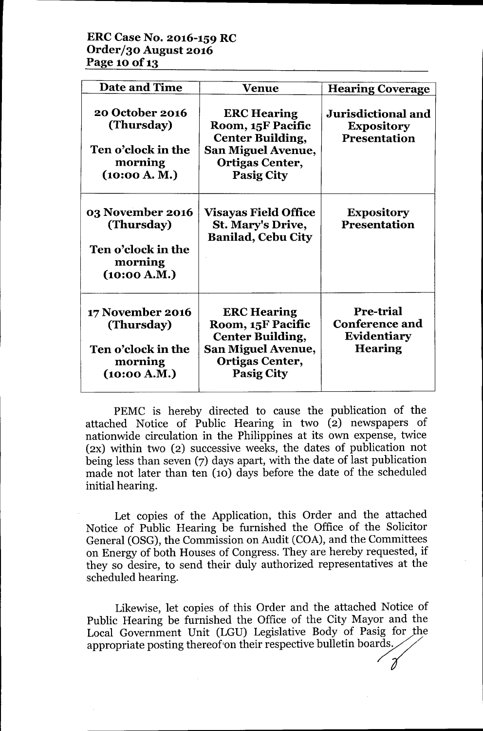| Date and Time | Venue | Hearing Coverage |
| --- | --- | --- |
| **20 October 2016 (Thursday)**<br><br>**Ten o'clock in the morning (10:00 A. M.)** | **ERC Hearing Room, 15F Pacific Center Building, San Miguel Avenue, Ortigas Center, Pasig City** | **Jurisdictional and Expository Presentation** |
| **03 November 2016 (Thursday)**<br><br>**Ten o'clock in the morning (10:00 A.M.)** | **Visayas Field Office St. Mary's Drive, Banilad, Cebu City** | **Expository Presentation** |
| **17 November 2016 (Thursday)**<br><br>**Ten o'clock in the morning (10:00 A.M.)** | **ERC Hearing Room, 15F Pacific Center Building, San Miguel Avenue, Ortigas Center, Pasig City** | **Pre-trial Conference and Evidentiary Hearing** |

PEMC is hereby directed to cause the publication of the attached Notice of Public Hearing in two (2) newspapers of nationwide circulation in the Philippines at its own expense, twice (2x) within two (2) successive weeks, the dates of publication not being less than seven (7) days apart, with the date of last publication made not later than ten (10) days before the date of the scheduled initial hearing.

Let copies of the Application, this Order and the attached Notice of Public Hearing be furnished the Office of the Solicitor General (OSG), the Commission on Audit (COA), and the Committees on Energy of both Houses of Congress. They are hereby requested, if they so desire, to send their duly authorized representatives at the scheduled hearing.

Likewise, let copies of this Order and the attached Notice of Public Hearing be furnished the Office of the City Mayor and the Local Government Unit (LGU) Legislative Body of Pasig for the appropriate posting thereof on their respective bulletin boards.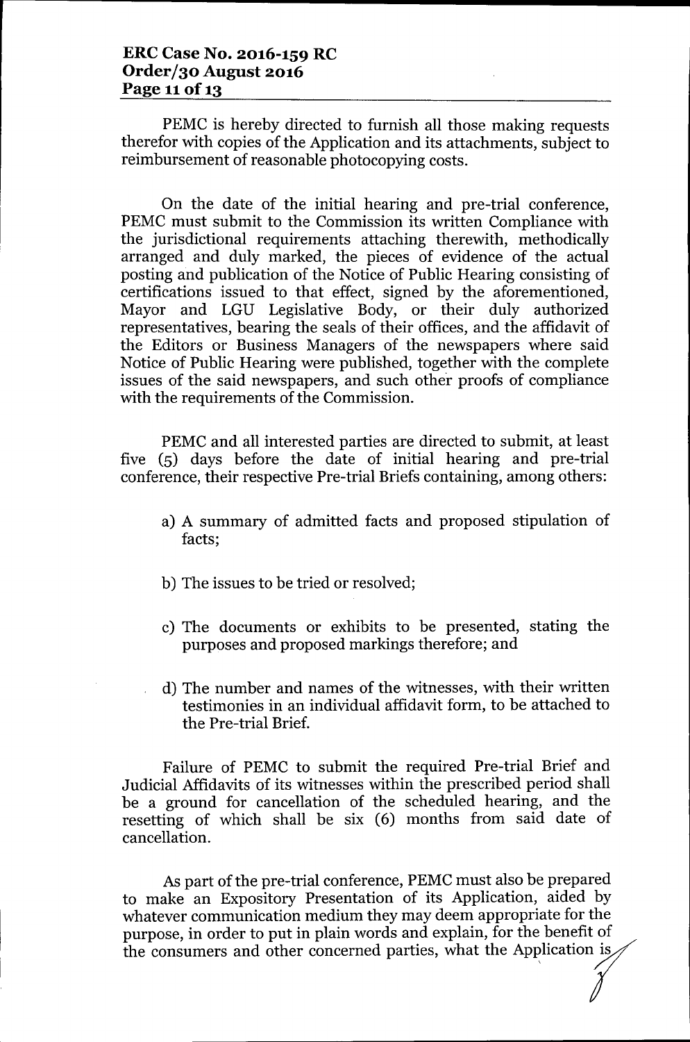PEMC is hereby directed to furnish all those making requests therefor with copies of the Application and its attachments, subject to reimbursement of reasonable photocopying costs.

On the date of the initial hearing and pre-trial conference, PEMC must submit to the Commission its written Compliance with the jurisdictional requirements attaching therewith, methodically arranged and duly marked, the pieces of evidence of the actual posting and publication of the Notice of Public Hearing consisting of certifications issued to that effect, signed by the aforementioned, Mayor and LGU Legislative Body, or their duly authorized representatives, bearing the seals of their offices, and the affidavit of the Editors or Business Managers of the newspapers where said Notice of Public Hearing were published, together with the complete issues of the said newspapers, and such other proofs of compliance with the requirements of the Commission.

PEMC and all interested parties are directed to submit, at least five (5) days before the date of initial hearing and pre-trial conference, their respective Pre-trial Briefs containing, among others:

a) A summary of admitted facts and proposed stipulation of facts;

b) The issues to be tried or resolved;

c) The documents or exhibits to be presented, stating the purposes and proposed markings therefore; and

d) The number and names of the witnesses, with their written testimonies in an individual affidavit form, to be attached to the Pre-trial Brief.

Failure of PEMC to submit the required Pre-trial Brief and Judicial Affidavits of its witnesses within the prescribed period shall be a ground for cancellation of the scheduled hearing, and the resetting of which shall be six (6) months from said date of cancellation.

As part of the pre-trial conference, PEMC must also be prepared to make an Expository Presentation of its Application, aided by whatever communication medium they may deem appropriate for the purpose, in order to put in plain words and explain, for the benefit of the consumers and other concerned parties, what the Application is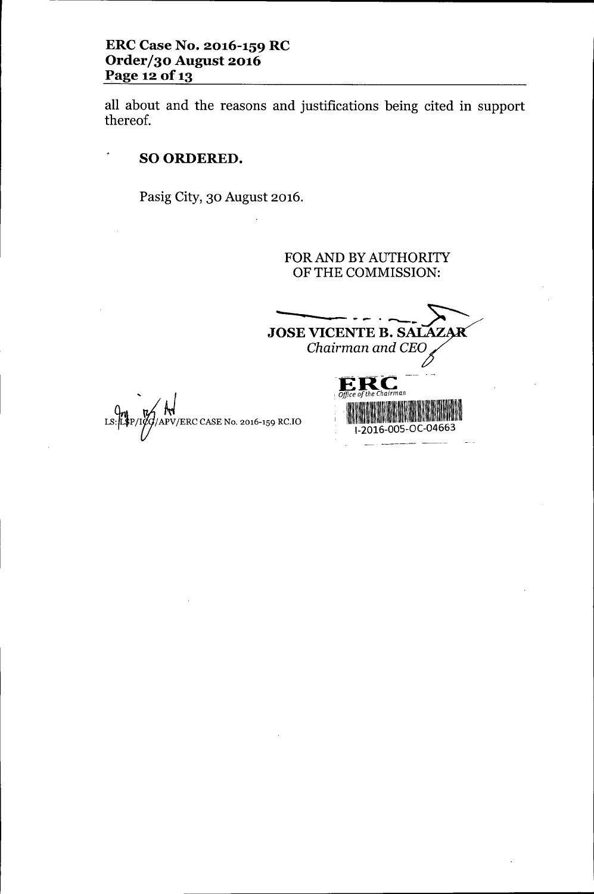all about and the reasons and justifications being cited in support thereof.

**SO ORDERED.**

Pasig City, 30 August 2016.

FOR AND BY AUTHORITY
OF THE COMMISSION:

**JOSE VICENTE B. SALAZAR**
*Chairman and CEO*

ERC
*Office of the Chairman*
I-2016-005-OC-04663

LS:LSP/ICG/APV/ERC CASE No. 2016-159 RC.IO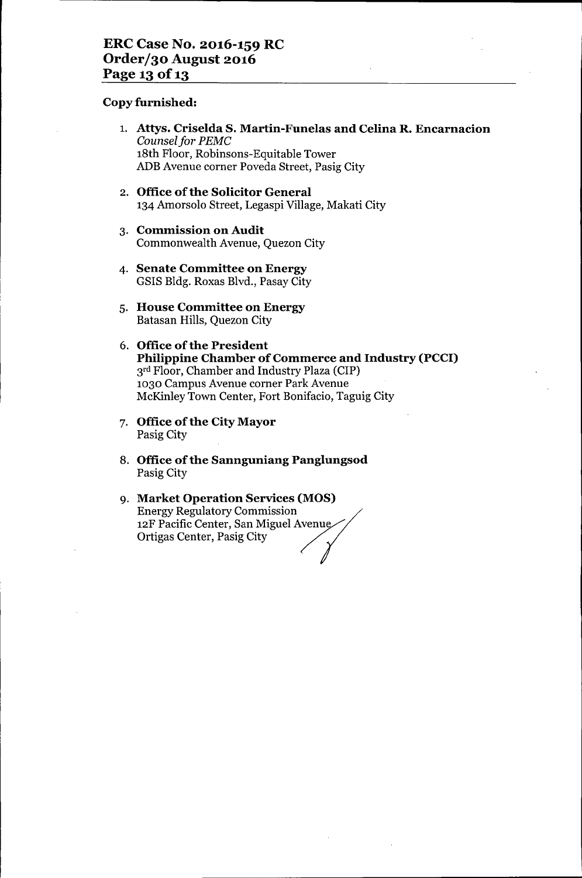**Copy furnished:**

1. **Attys. Criselda S. Martin-Funelas and Celina R. Encarnacion**
   *Counsel for PEMC*
   18th Floor, Robinsons-Equitable Tower
   ADB Avenue corner Poveda Street, Pasig City

2. **Office of the Solicitor General**
   134 Amorsolo Street, Legaspi Village, Makati City

3. **Commission on Audit**
   Commonwealth Avenue, Quezon City

4. **Senate Committee on Energy**
   GSIS Bldg. Roxas Blvd., Pasay City

5. **House Committee on Energy**
   Batasan Hills, Quezon City

6. **Office of the President**
   **Philippine Chamber of Commerce and Industry (PCCI)**
   3rd Floor, Chamber and Industry Plaza (CIP)
   1030 Campus Avenue corner Park Avenue
   McKinley Town Center, Fort Bonifacio, Taguig City

7. **Office of the City Mayor**
   Pasig City

8. **Office of the Sannguniang Panglungsod**
   Pasig City

9. **Market Operation Services (MOS)**
   Energy Regulatory Commission
   12F Pacific Center, San Miguel Avenue
   Ortigas Center, Pasig City